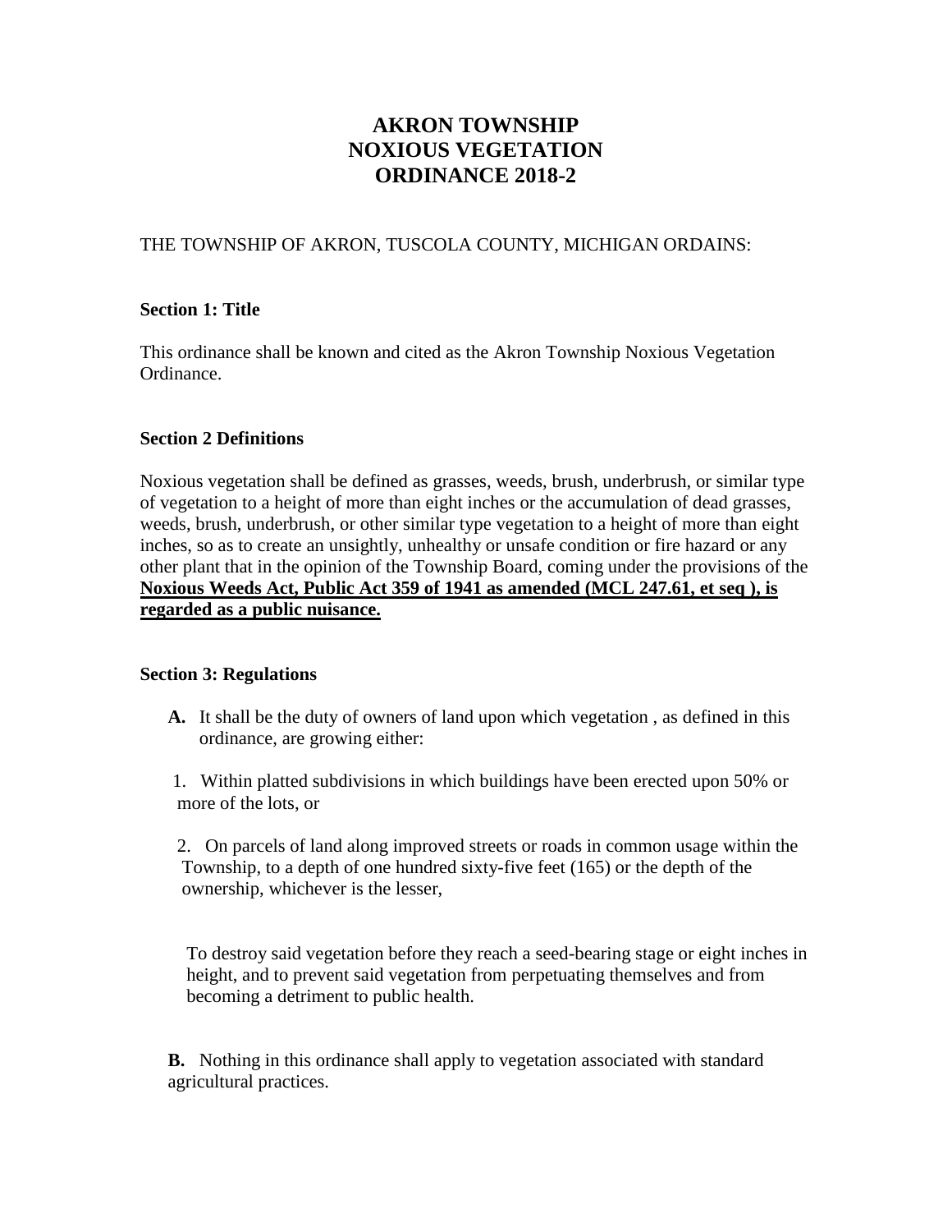# AKRON TOWNSHIP
# NOXIOUS VEGETATION
# ORDINANCE 2018-2

THE TOWNSHIP OF AKRON, TUSCOLA COUNTY, MICHIGAN ORDAINS:

**Section 1: Title**

This ordinance shall be known and cited as the Akron Township Noxious Vegetation Ordinance.

**Section 2 Definitions**

Noxious vegetation shall be defined as grasses, weeds, brush, underbrush, or similar type of vegetation to a height of more than eight inches or the accumulation of dead grasses, weeds, brush, underbrush, or other similar type vegetation to a height of more than eight inches, so as to create an unsightly, unhealthy or unsafe condition or fire hazard or any other plant that in the opinion of the Township Board, coming under the provisions of the **Noxious Weeds Act, Public Act 359 of 1941 as amended (MCL 247.61, et seq ), is regarded as a public nuisance.**

**Section 3: Regulations**

**A.** It shall be the duty of owners of land upon which vegetation , as defined in this ordinance, are growing either:

1. Within platted subdivisions in which buildings have been erected upon 50% or more of the lots, or

2. On parcels of land along improved streets or roads in common usage within the Township, to a depth of one hundred sixty-five feet (165) or the depth of the ownership, whichever is the lesser,

To destroy said vegetation before they reach a seed-bearing stage or eight inches in height, and to prevent said vegetation from perpetuating themselves and from becoming a detriment to public health.

**B.** Nothing in this ordinance shall apply to vegetation associated with standard agricultural practices.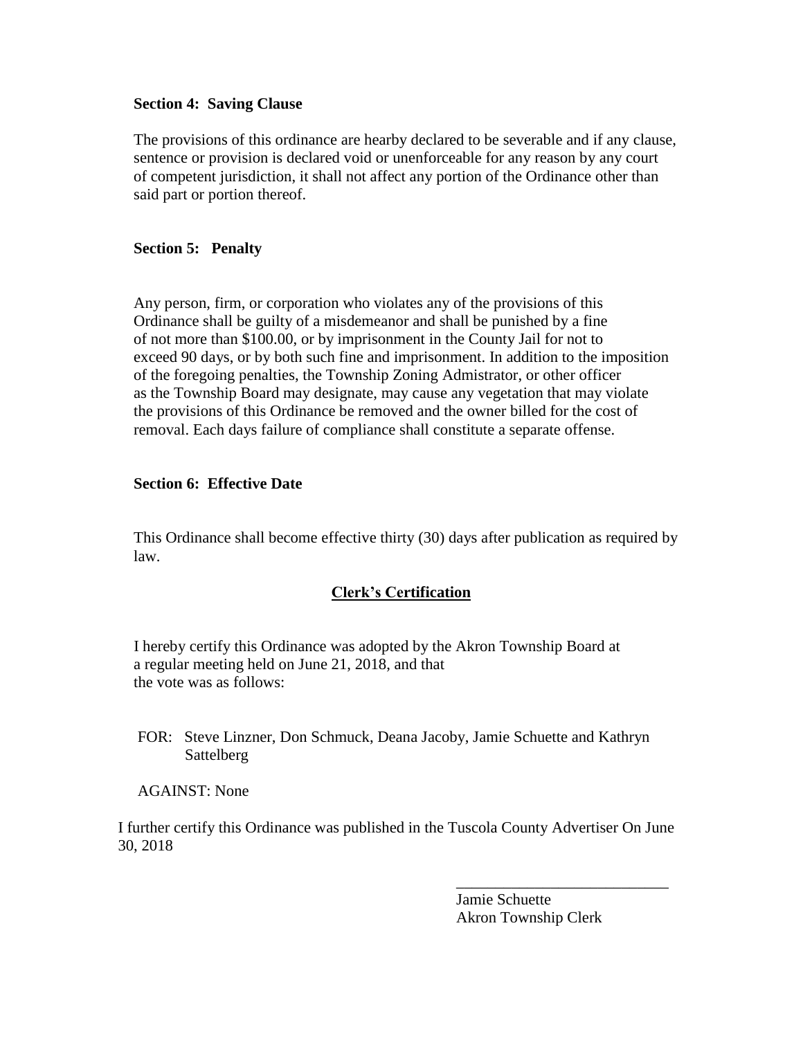**Section 4: Saving Clause**

The provisions of this ordinance are hearby declared to be severable and if any clause, sentence or provision is declared void or unenforceable for any reason by any court of competent jurisdiction, it shall not affect any portion of the Ordinance other than said part or portion thereof.

**Section 5: Penalty**

Any person, firm, or corporation who violates any of the provisions of this Ordinance shall be guilty of a misdemeanor and shall be punished by a fine of not more than $100.00, or by imprisonment in the County Jail for not to exceed 90 days, or by both such fine and imprisonment. In addition to the imposition of the foregoing penalties, the Township Zoning Admistrator, or other officer as the Township Board may designate, may cause any vegetation that may violate the provisions of this Ordinance be removed and the owner billed for the cost of removal. Each days failure of compliance shall constitute a separate offense.

**Section 6: Effective Date**

This Ordinance shall become effective thirty (30) days after publication as required by law.

**Clerk's Certification**

I hereby certify this Ordinance was adopted by the Akron Township Board at a regular meeting held on June 21, 2018, and that the vote was as follows:

FOR: Steve Linzner, Don Schmuck, Deana Jacoby, Jamie Schuette and Kathryn Sattelberg

AGAINST: None

I further certify this Ordinance was published in the Tuscola County Advertiser On June 30, 2018

\_\_\_\_\_\_\_\_\_\_\_\_\_\_\_\_\_\_\_\_\_\_\_\_\_\_\_

Jamie Schuette
Akron Township Clerk